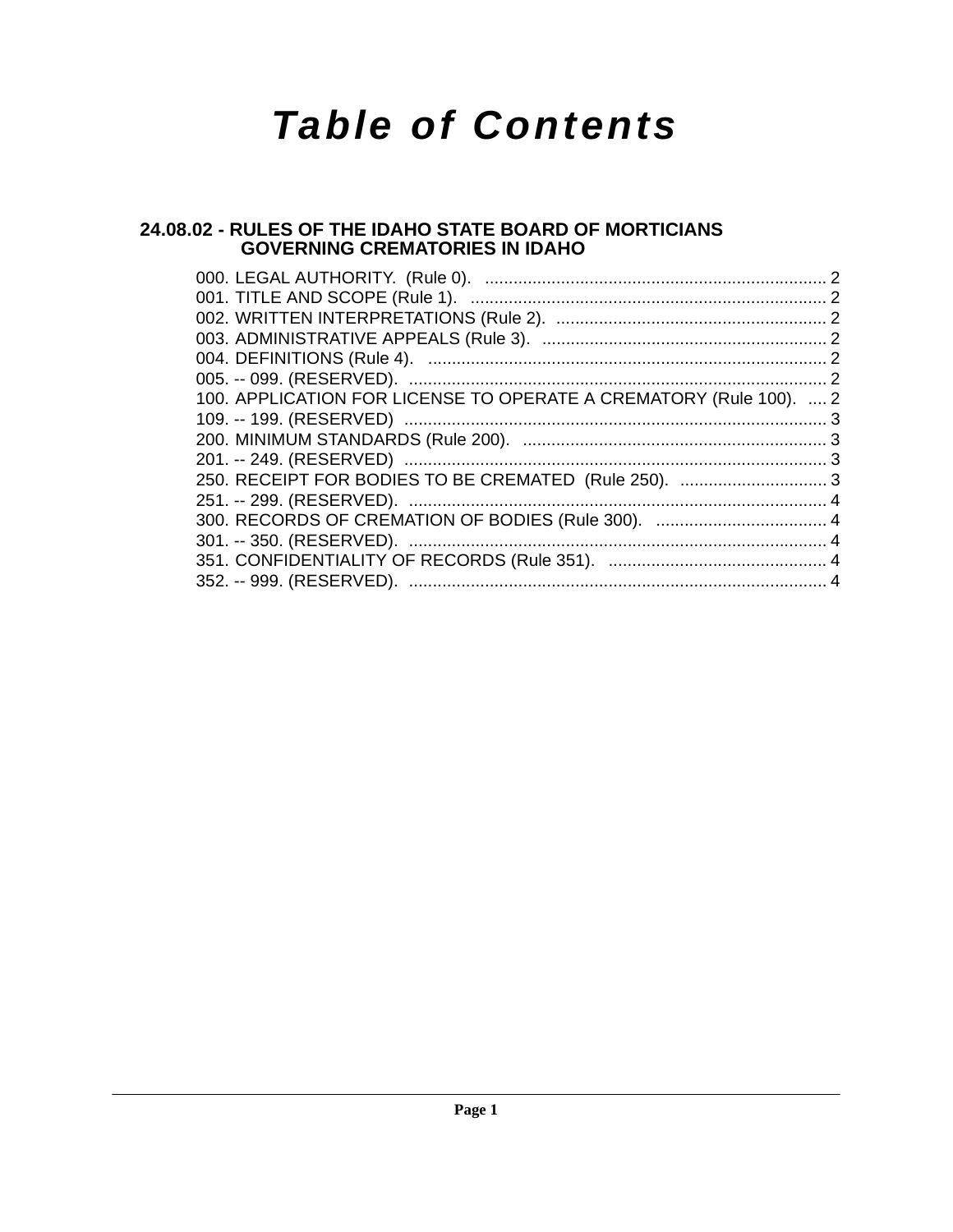# Table of Contents

## 24.08.02 - RULES OF THE IDAHO STATE BOARD OF MORTICIANS GOVERNING CREMATORIES IN IDAHO

000. LEGAL AUTHORITY. (Rule 0). ........................................................................ 2
001. TITLE AND SCOPE (Rule 1). ........................................................................... 2
002. WRITTEN INTERPRETATIONS (Rule 2). ......................................................... 2
003. ADMINISTRATIVE APPEALS (Rule 3). ............................................................ 2
004. DEFINITIONS (Rule 4). .................................................................................... 2
005. -- 099. (RESERVED). ........................................................................................ 2
100. APPLICATION FOR LICENSE TO OPERATE A CREMATORY (Rule 100). .... 2
109. -- 199. (RESERVED) ......................................................................................... 3
200. MINIMUM STANDARDS (Rule 200). ................................................................ 3
201. -- 249. (RESERVED) ......................................................................................... 3
250. RECEIPT FOR BODIES TO BE CREMATED (Rule 250). ............................... 3
251. -- 299. (RESERVED). ........................................................................................ 4
300. RECORDS OF CREMATION OF BODIES (Rule 300). .................................... 4
301. -- 350. (RESERVED). ........................................................................................ 4
351. CONFIDENTIALITY OF RECORDS (Rule 351). .............................................. 4
352. -- 999. (RESERVED). ........................................................................................ 4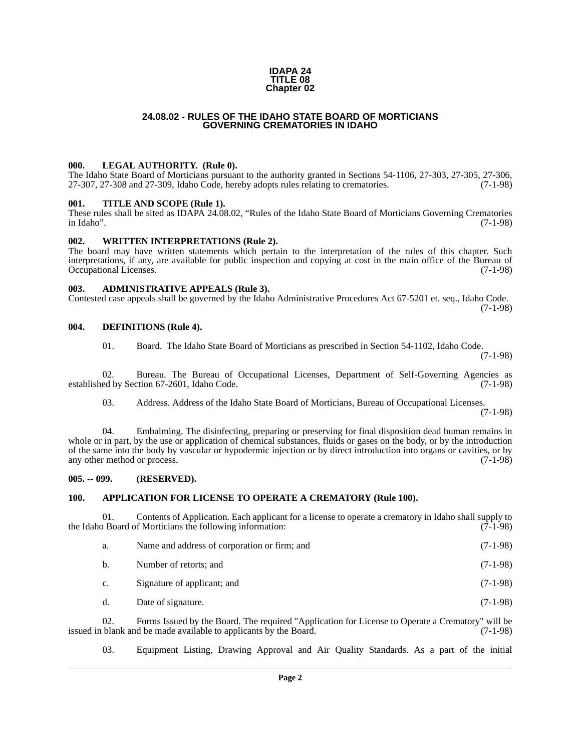**IDAPA 24**
**TITLE 08**
**Chapter 02**

## 24.08.02 - RULES OF THE IDAHO STATE BOARD OF MORTICIANS GOVERNING CREMATORIES IN IDAHO

### 000. LEGAL AUTHORITY. (Rule 0).

The Idaho State Board of Morticians pursuant to the authority granted in Sections 54-1106, 27-303, 27-305, 27-306, 27-307, 27-308 and 27-309, Idaho Code, hereby adopts rules relating to crematories. (7-1-98)

### 001. TITLE AND SCOPE (Rule 1).

These rules shall be sited as IDAPA 24.08.02, "Rules of the Idaho State Board of Morticians Governing Crematories in Idaho". (7-1-98)

### 002. WRITTEN INTERPRETATIONS (Rule 2).

The board may have written statements which pertain to the interpretation of the rules of this chapter. Such interpretations, if any, are available for public inspection and copying at cost in the main office of the Bureau of Occupational Licenses. (7-1-98)

### 003. ADMINISTRATIVE APPEALS (Rule 3).

Contested case appeals shall be governed by the Idaho Administrative Procedures Act 67-5201 et. seq., Idaho Code. (7-1-98)

### 004. DEFINITIONS (Rule 4).

01. Board. The Idaho State Board of Morticians as prescribed in Section 54-1102, Idaho Code. (7-1-98)

02. Bureau. The Bureau of Occupational Licenses, Department of Self-Governing Agencies as established by Section 67-2601, Idaho Code. (7-1-98)

03. Address. Address of the Idaho State Board of Morticians, Bureau of Occupational Licenses. (7-1-98)

04. Embalming. The disinfecting, preparing or preserving for final disposition dead human remains in whole or in part, by the use or application of chemical substances, fluids or gases on the body, or by the introduction of the same into the body by vascular or hypodermic injection or by direct introduction into organs or cavities, or by any other method or process. (7-1-98)

### 005. -- 099. (RESERVED).

### 100. APPLICATION FOR LICENSE TO OPERATE A CREMATORY (Rule 100).

01. Contents of Application. Each applicant for a license to operate a crematory in Idaho shall supply to the Idaho Board of Morticians the following information: (7-1-98)

a. Name and address of corporation or firm; and (7-1-98)

b. Number of retorts; and (7-1-98)

c. Signature of applicant; and (7-1-98)

d. Date of signature. (7-1-98)

02. Forms Issued by the Board. The required "Application for License to Operate a Crematory" will be issued in blank and be made available to applicants by the Board. (7-1-98)

03. Equipment Listing, Drawing Approval and Air Quality Standards. As a part of the initial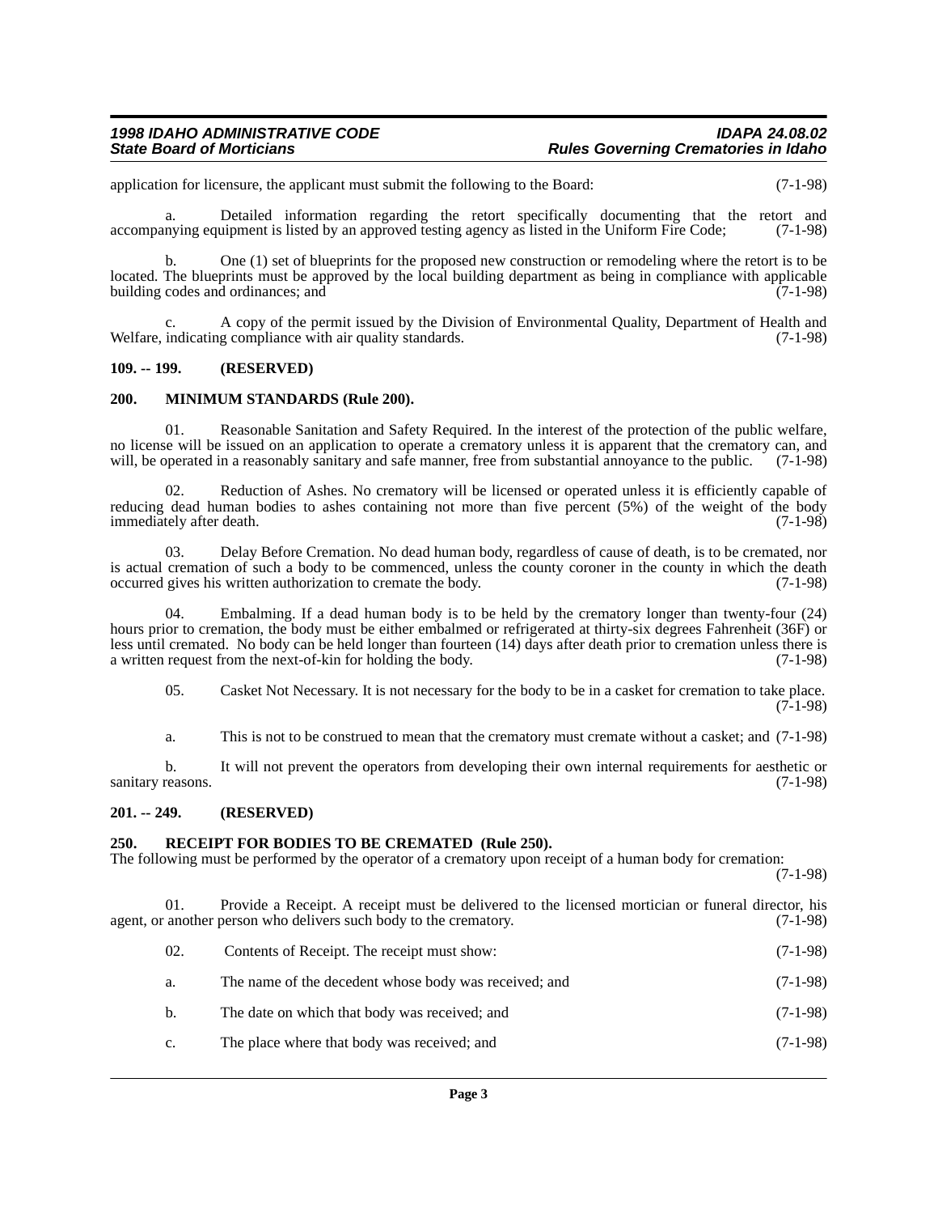application for licensure, the applicant must submit the following to the Board: (7-1-98)

a. Detailed information regarding the retort specifically documenting that the retort and accompanying equipment is listed by an approved testing agency as listed in the Uniform Fire Code; (7-1-98)

b. One (1) set of blueprints for the proposed new construction or remodeling where the retort is to be located. The blueprints must be approved by the local building department as being in compliance with applicable building codes and ordinances; and (7-1-98)

c. A copy of the permit issued by the Division of Environmental Quality, Department of Health and Welfare, indicating compliance with air quality standards. (7-1-98)

### 109. -- 199. (RESERVED)

### 200. MINIMUM STANDARDS (Rule 200).

01. Reasonable Sanitation and Safety Required. In the interest of the protection of the public welfare, no license will be issued on an application to operate a crematory unless it is apparent that the crematory can, and will, be operated in a reasonably sanitary and safe manner, free from substantial annoyance to the public. (7-1-98)

02. Reduction of Ashes. No crematory will be licensed or operated unless it is efficiently capable of reducing dead human bodies to ashes containing not more than five percent (5%) of the weight of the body immediately after death. (7-1-98)

03. Delay Before Cremation. No dead human body, regardless of cause of death, is to be cremated, nor is actual cremation of such a body to be commenced, unless the county coroner in the county in which the death occurred gives his written authorization to cremate the body. (7-1-98)

04. Embalming. If a dead human body is to be held by the crematory longer than twenty-four (24) hours prior to cremation, the body must be either embalmed or refrigerated at thirty-six degrees Fahrenheit (36F) or less until cremated. No body can be held longer than fourteen (14) days after death prior to cremation unless there is a written request from the next-of-kin for holding the body. (7-1-98)

05. Casket Not Necessary. It is not necessary for the body to be in a casket for cremation to take place. (7-1-98)

a. This is not to be construed to mean that the crematory must cremate without a casket; and (7-1-98)

b. It will not prevent the operators from developing their own internal requirements for aesthetic or sanitary reasons. (7-1-98)

### 201. -- 249. (RESERVED)

### 250. RECEIPT FOR BODIES TO BE CREMATED (Rule 250).

The following must be performed by the operator of a crematory upon receipt of a human body for cremation: (7-1-98)

01. Provide a Receipt. A receipt must be delivered to the licensed mortician or funeral director, his agent, or another person who delivers such body to the crematory. (7-1-98)

02. Contents of Receipt. The receipt must show: (7-1-98)

a. The name of the decedent whose body was received; and (7-1-98)

b. The date on which that body was received; and (7-1-98)

c. The place where that body was received; and (7-1-98)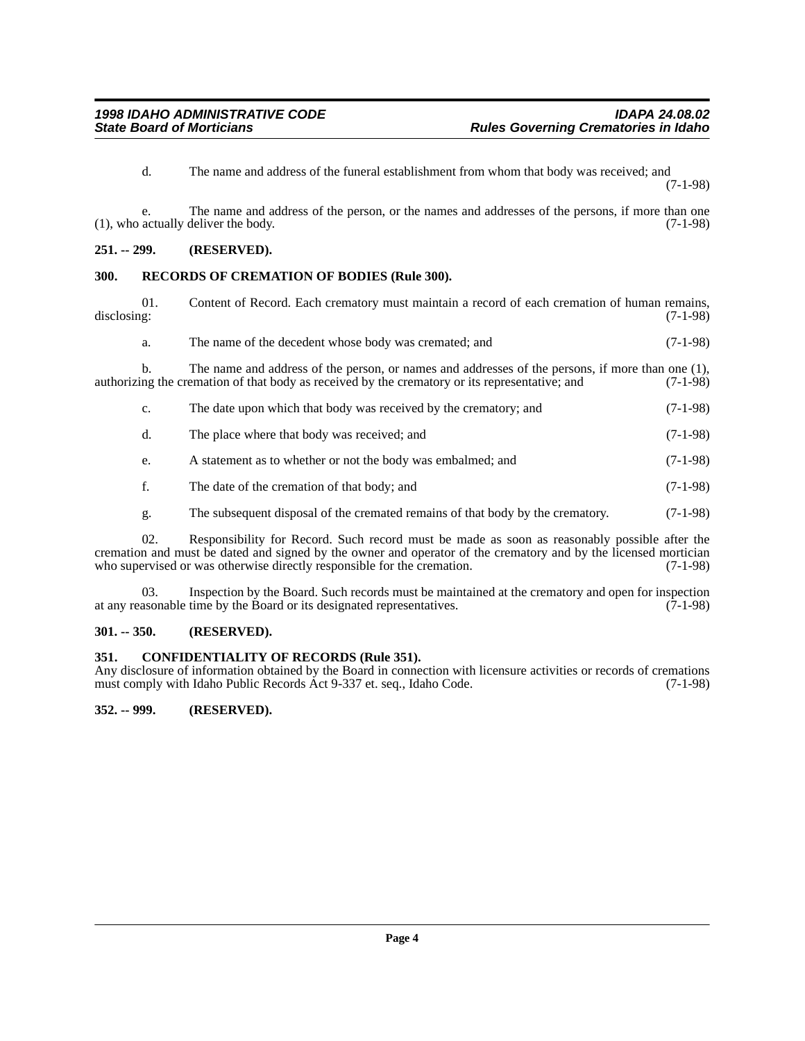d. The name and address of the funeral establishment from whom that body was received; and (7-1-98)

e. The name and address of the person, or the names and addresses of the persons, if more than one (1), who actually deliver the body. (7-1-98)

**251. -- 299. (RESERVED).**

**300. RECORDS OF CREMATION OF BODIES (Rule 300).**

01. Content of Record. Each crematory must maintain a record of each cremation of human remains, disclosing: (7-1-98)

a. The name of the decedent whose body was cremated; and (7-1-98)

b. The name and address of the person, or names and addresses of the persons, if more than one (1), authorizing the cremation of that body as received by the crematory or its representative; and (7-1-98)

c. The date upon which that body was received by the crematory; and (7-1-98)

d. The place where that body was received; and (7-1-98)

e. A statement as to whether or not the body was embalmed; and (7-1-98)

f. The date of the cremation of that body; and (7-1-98)

g. The subsequent disposal of the cremated remains of that body by the crematory. (7-1-98)

02. Responsibility for Record. Such record must be made as soon as reasonably possible after the cremation and must be dated and signed by the owner and operator of the crematory and by the licensed mortician who supervised or was otherwise directly responsible for the cremation. (7-1-98)

03. Inspection by the Board. Such records must be maintained at the crematory and open for inspection at any reasonable time by the Board or its designated representatives. (7-1-98)

**301. -- 350. (RESERVED).**

**351. CONFIDENTIALITY OF RECORDS (Rule 351).**

Any disclosure of information obtained by the Board in connection with licensure activities or records of cremations must comply with Idaho Public Records Act 9-337 et. seq., Idaho Code. (7-1-98)

**352. -- 999. (RESERVED).**